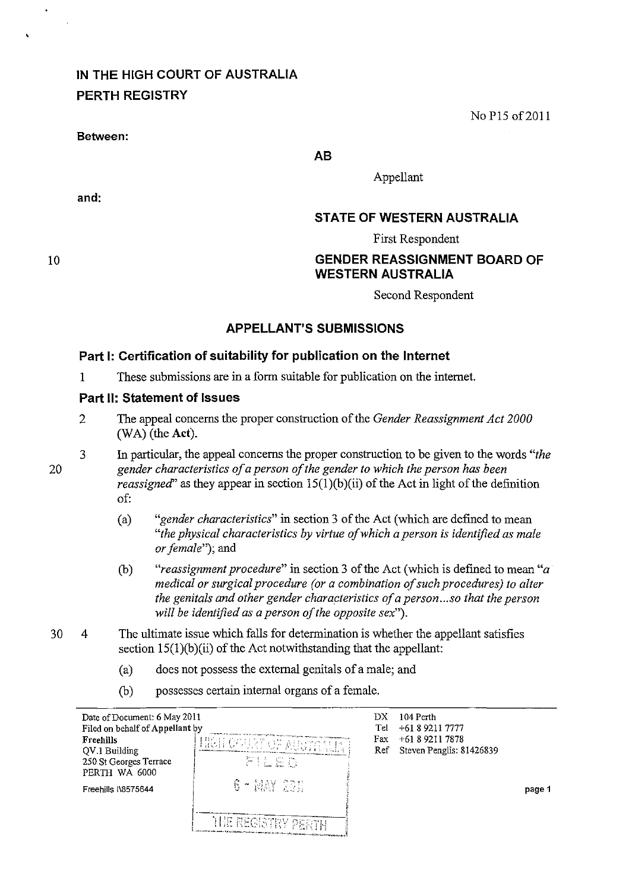# IN THE HIGH COURT OF AUSTRALIA
# PERTH REGISTRY

No P15 of 2011

**Between:**

**AB**

Appellant

**and:**

**STATE OF WESTERN AUSTRALIA**

First Respondent

**GENDER REASSIGNMENT BOARD OF WESTERN AUSTRALIA**

Second Respondent

## APPELLANT'S SUBMISSIONS

### Part I: Certification of suitability for publication on the Internet

1 These submissions are in a form suitable for publication on the internet.

### Part II: Statement of Issues

2 The appeal concerns the proper construction of the *Gender Reassignment Act 2000* (WA) (the **Act**).

3 In particular, the appeal concerns the proper construction to be given to the words *"the gender characteristics of a person of the gender to which the person has been reassigned"* as they appear in section 15(1)(b)(ii) of the Act in light of the definition of:

(a) *"gender characteristics"* in section 3 of the Act (which are defined to mean *"the physical characteristics by virtue of which a person is identified as male or female"*); and

(b) *"reassignment procedure"* in section 3 of the Act (which is defined to mean *"a medical or surgical procedure (or a combination of such procedures) to alter the genitals and other gender characteristics of a person...so that the person will be identified as a person of the opposite sex"*).

4 The ultimate issue which falls for determination is whether the appellant satisfies section 15(1)(b)(ii) of the Act notwithstanding that the appellant:

(a) does not possess the external genitals of a male; and

(b) possesses certain internal organs of a female.

Date of Document: 6 May 2011
Filed on behalf of Appellant by
**Freehills**
QV.1 Building
250 St Georges Terrace
PERTH WA 6000
Freehills I\8575644

DX 104 Perth
Tel +61 8 9211 7777
Fax +61 8 9211 7878
Ref Steven Penglis: 81426839

HIGH COURT OF AUSTRALIA
FILED
6 - MAY 2011
THE REGISTRY PERTH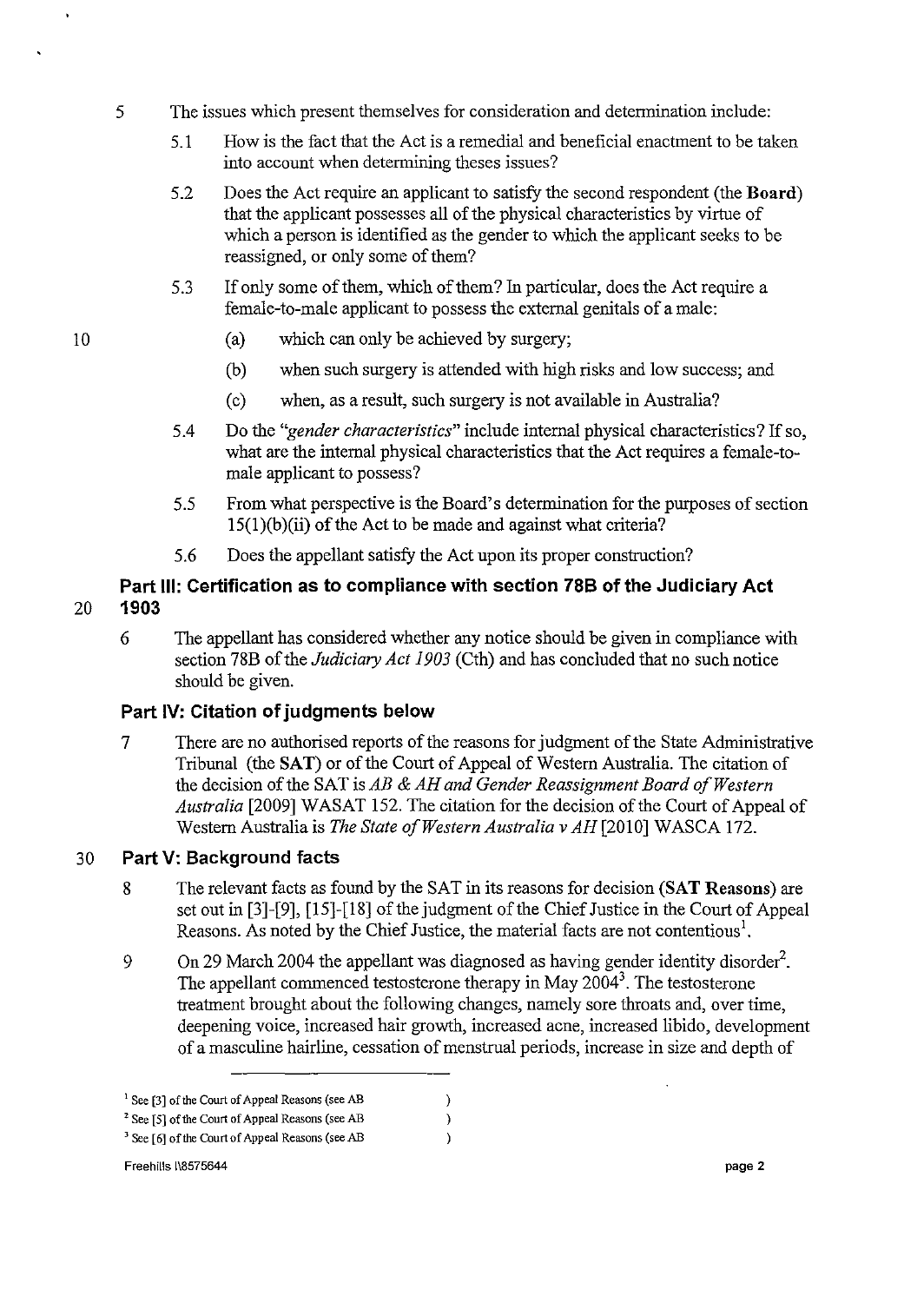5 The issues which present themselves for consideration and determination include:

5.1 How is the fact that the Act is a remedial and beneficial enactment to be taken into account when determining theses issues?

5.2 Does the Act require an applicant to satisfy the second respondent (the **Board**) that the applicant possesses all of the physical characteristics by virtue of which a person is identified as the gender to which the applicant seeks to be reassigned, or only some of them?

5.3 If only some of them, which of them? In particular, does the Act require a female-to-male applicant to possess the external genitals of a male:

(a) which can only be achieved by surgery;

(b) when such surgery is attended with high risks and low success; and

(c) when, as a result, such surgery is not available in Australia?

5.4 Do the *"gender characteristics"* include internal physical characteristics? If so, what are the internal physical characteristics that the Act requires a female-to-male applicant to possess?

5.5 From what perspective is the Board's determination for the purposes of section 15(1)(b)(ii) of the Act to be made and against what criteria?

5.6 Does the appellant satisfy the Act upon its proper construction?

## Part III: Certification as to compliance with section 78B of the Judiciary Act 1903

6 The appellant has considered whether any notice should be given in compliance with section 78B of the *Judiciary Act 1903* (Cth) and has concluded that no such notice should be given.

## Part IV: Citation of judgments below

7 There are no authorised reports of the reasons for judgment of the State Administrative Tribunal (the **SAT**) or of the Court of Appeal of Western Australia. The citation of the decision of the SAT is *AB & AH and Gender Reassignment Board of Western Australia* [2009] WASAT 152. The citation for the decision of the Court of Appeal of Western Australia is *The State of Western Australia v AH* [2010] WASCA 172.

## Part V: Background facts

8 The relevant facts as found by the SAT in its reasons for decision (**SAT Reasons**) are set out in [3]-[9], [15]-[18] of the judgment of the Chief Justice in the Court of Appeal Reasons. As noted by the Chief Justice, the material facts are not contentious[1].

9 On 29 March 2004 the appellant was diagnosed as having gender identity disorder[2]. The appellant commenced testosterone therapy in May 2004[3]. The testosterone treatment brought about the following changes, namely sore throats and, over time, deepening voice, increased hair growth, increased acne, increased libido, development of a masculine hairline, cessation of menstrual periods, increase in size and depth of

---

[1] See [3] of the Court of Appeal Reasons (see AB )

[2] See [5] of the Court of Appeal Reasons (see AB )

[3] See [6] of the Court of Appeal Reasons (see AB )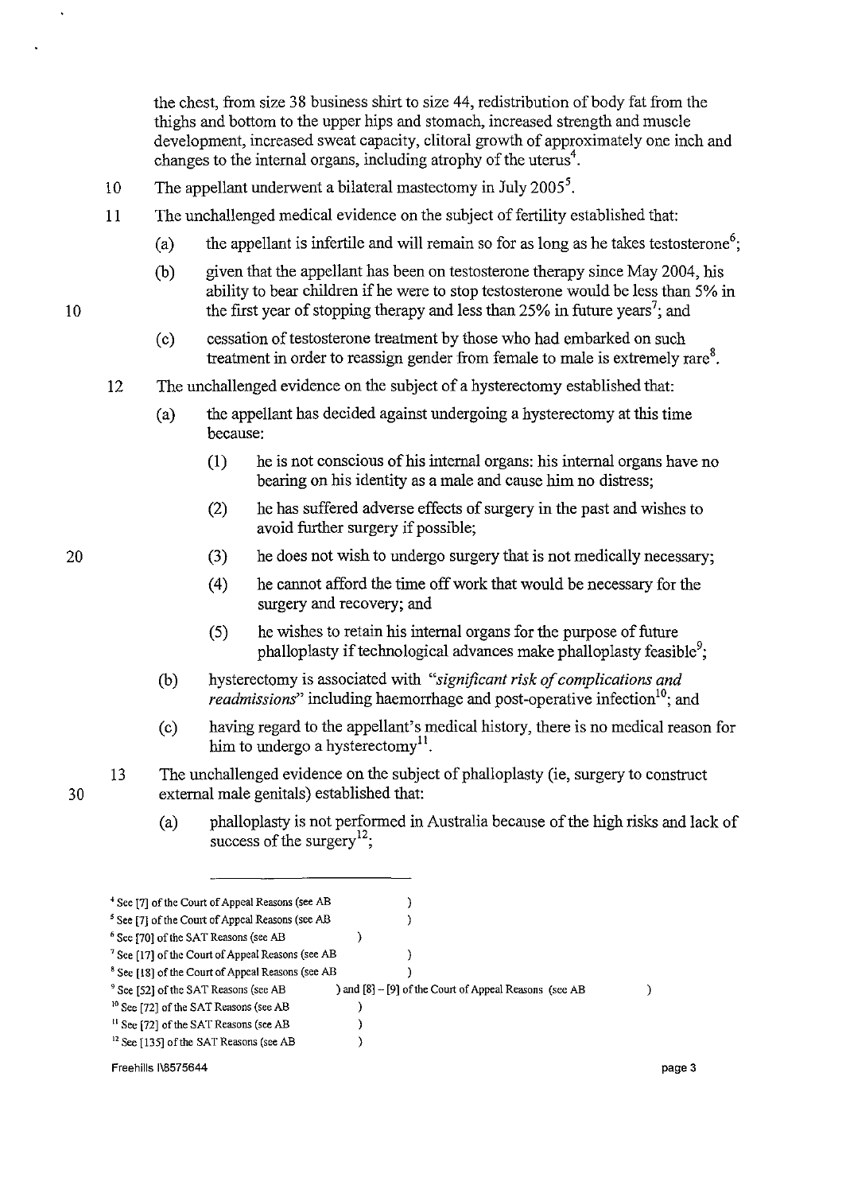the chest, from size 38 business shirt to size 44, redistribution of body fat from the thighs and bottom to the upper hips and stomach, increased strength and muscle development, increased sweat capacity, clitoral growth of approximately one inch and changes to the internal organs, including atrophy of the uterus[4].

10 The appellant underwent a bilateral mastectomy in July 2005[5].

11 The unchallenged medical evidence on the subject of fertility established that:

(a) the appellant is infertile and will remain so for as long as he takes testosterone[6];

(b) given that the appellant has been on testosterone therapy since May 2004, his ability to bear children if he were to stop testosterone would be less than 5% in the first year of stopping therapy and less than 25% in future years[7]; and

(c) cessation of testosterone treatment by those who had embarked on such treatment in order to reassign gender from female to male is extremely rare[8].

12 The unchallenged evidence on the subject of a hysterectomy established that:

(a) the appellant has decided against undergoing a hysterectomy at this time because:

(1) he is not conscious of his internal organs: his internal organs have no bearing on his identity as a male and cause him no distress;

(2) he has suffered adverse effects of surgery in the past and wishes to avoid further surgery if possible;

(3) he does not wish to undergo surgery that is not medically necessary;

(4) he cannot afford the time off work that would be necessary for the surgery and recovery; and

(5) he wishes to retain his internal organs for the purpose of future phalloplasty if technological advances make phalloplasty feasible[9];

(b) hysterectomy is associated with *"significant risk of complications and readmissions"* including haemorrhage and post-operative infection[10]; and

(c) having regard to the appellant's medical history, there is no medical reason for him to undergo a hysterectomy[11].

13 The unchallenged evidence on the subject of phalloplasty (ie, surgery to construct external male genitals) established that:

(a) phalloplasty is not performed in Australia because of the high risks and lack of success of the surgery[12];

---

[4] See [7] of the Court of Appeal Reasons (see AB )

[5] See [7] of the Court of Appeal Reasons (see AB )

[6] See [70] of the SAT Reasons (see AB )

[7] See [17] of the Court of Appeal Reasons (see AB )

[8] See [18] of the Court of Appeal Reasons (see AB )

[9] See [52] of the SAT Reasons (see AB ) and [8] – [9] of the Court of Appeal Reasons (see AB )

[10] See [72] of the SAT Reasons (see AB )

[11] See [72] of the SAT Reasons (see AB )

[12] See [135] of the SAT Reasons (see AB )

Freehills I\8575644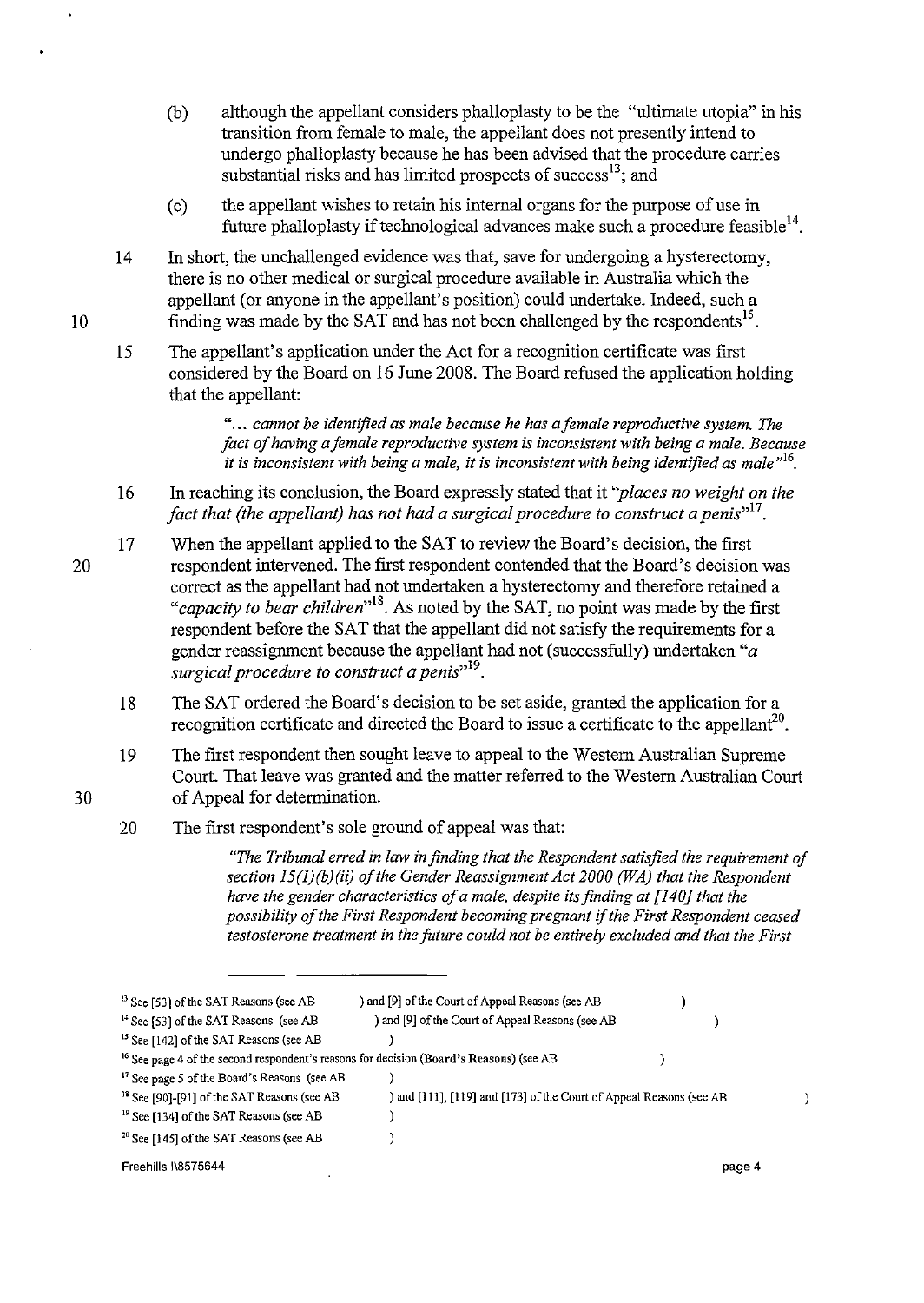(b) although the appellant considers phalloplasty to be the "ultimate utopia" in his transition from female to male, the appellant does not presently intend to undergo phalloplasty because he has been advised that the procedure carries substantial risks and has limited prospects of success[13]; and

(c) the appellant wishes to retain his internal organs for the purpose of use in future phalloplasty if technological advances make such a procedure feasible[14].

14 In short, the unchallenged evidence was that, save for undergoing a hysterectomy, there is no other medical or surgical procedure available in Australia which the appellant (or anyone in the appellant's position) could undertake. Indeed, such a finding was made by the SAT and has not been challenged by the respondents[15].

15 The appellant's application under the Act for a recognition certificate was first considered by the Board on 16 June 2008. The Board refused the application holding that the appellant:

> *"... cannot be identified as male because he has a female reproductive system. The fact of having a female reproductive system is inconsistent with being a male. Because it is inconsistent with being a male, it is inconsistent with being identified as male"*[16].

16 In reaching its conclusion, the Board expressly stated that it *"places no weight on the fact that (the appellant) has not had a surgical procedure to construct a penis"*[17].

17 When the appellant applied to the SAT to review the Board's decision, the first respondent intervened. The first respondent contended that the Board's decision was correct as the appellant had not undertaken a hysterectomy and therefore retained a *"capacity to bear children"*[18]. As noted by the SAT, no point was made by the first respondent before the SAT that the appellant did not satisfy the requirements for a gender reassignment because the appellant had not (successfully) undertaken *"a surgical procedure to construct a penis"*[19].

18 The SAT ordered the Board's decision to be set aside, granted the application for a recognition certificate and directed the Board to issue a certificate to the appellant[20].

19 The first respondent then sought leave to appeal to the Western Australian Supreme Court. That leave was granted and the matter referred to the Western Australian Court of Appeal for determination.

20 The first respondent's sole ground of appeal was that:

> *"The Tribunal erred in law in finding that the Respondent satisfied the requirement of section 15(1)(b)(ii) of the Gender Reassignment Act 2000 (WA) that the Respondent have the gender characteristics of a male, despite its finding at [140] that the possibility of the First Respondent becoming pregnant if the First Respondent ceased testosterone treatment in the future could not be entirely excluded and that the First*

---

[13] See [53] of the SAT Reasons (see AB ) and [9] of the Court of Appeal Reasons (see AB )

[14] See [53] of the SAT Reasons (see AB ) and [9] of the Court of Appeal Reasons (see AB )

[15] See [142] of the SAT Reasons (see AB )

[16] See page 4 of the second respondent's reasons for decision (Board's Reasons) (see AB )

[17] See page 5 of the Board's Reasons (see AB )

[18] See [90]-[91] of the SAT Reasons (see AB ) and [111], [119] and [173] of the Court of Appeal Reasons (see AB )

[19] See [134] of the SAT Reasons (see AB )

[20] See [145] of the SAT Reasons (see AB )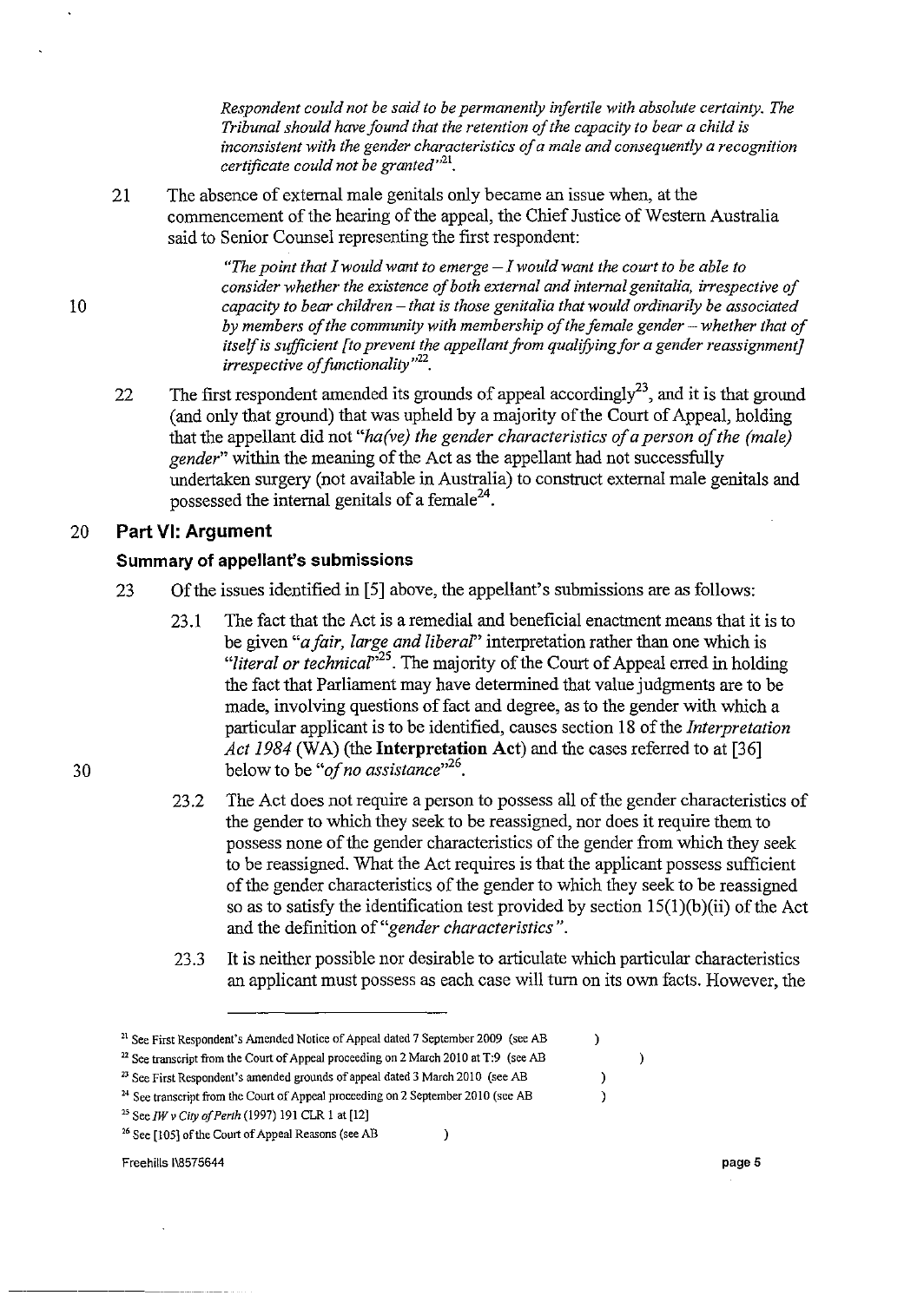> *Respondent could not be said to be permanently infertile with absolute certainty. The Tribunal should have found that the retention of the capacity to bear a child is inconsistent with the gender characteristics of a male and consequently a recognition certificate could not be granted"*[21].

21 The absence of external male genitals only became an issue when, at the commencement of the hearing of the appeal, the Chief Justice of Western Australia said to Senior Counsel representing the first respondent:

> *"The point that I would want to emerge – I would want the court to be able to consider whether the existence of both external and internal genitalia, irrespective of capacity to bear children – that is those genitalia that would ordinarily be associated by members of the community with membership of the female gender – whether that of itself is sufficient [to prevent the appellant from qualifying for a gender reassignment] irrespective of functionality"*[22].

22 The first respondent amended its grounds of appeal accordingly[23], and it is that ground (and only that ground) that was upheld by a majority of the Court of Appeal, holding that the appellant did not "*ha(ve) the gender characteristics of a person of the (male) gender*" within the meaning of the Act as the appellant had not successfully undertaken surgery (not available in Australia) to construct external male genitals and possessed the internal genitals of a female[24].

## Part VI: Argument

### Summary of appellant's submissions

23 Of the issues identified in [5] above, the appellant's submissions are as follows:

23.1 The fact that the Act is a remedial and beneficial enactment means that it is to be given "*a fair, large and liberal*" interpretation rather than one which is "*literal or technical*"[25]. The majority of the Court of Appeal erred in holding the fact that Parliament may have determined that value judgments are to be made, involving questions of fact and degree, as to the gender with which a particular applicant is to be identified, causes section 18 of the *Interpretation Act 1984* (WA) (the **Interpretation Act**) and the cases referred to at [36] below to be "*of no assistance*"[26].

23.2 The Act does not require a person to possess all of the gender characteristics of the gender to which they seek to be reassigned, nor does it require them to possess none of the gender characteristics of the gender from which they seek to be reassigned. What the Act requires is that the applicant possess sufficient of the gender characteristics of the gender to which they seek to be reassigned so as to satisfy the identification test provided by section 15(1)(b)(ii) of the Act and the definition of "*gender characteristics*".

23.3 It is neither possible nor desirable to articulate which particular characteristics an applicant must possess as each case will turn on its own facts. However, the

---

[21] See First Respondent's Amended Notice of Appeal dated 7 September 2009 (see AB )

[22] See transcript from the Court of Appeal proceeding on 2 March 2010 at T:9 (see AB )

[23] See First Respondent's amended grounds of appeal dated 3 March 2010 (see AB )

[24] See transcript from the Court of Appeal proceeding on 2 September 2010 (see AB )

[25] See *IW v City of Perth* (1997) 191 CLR 1 at [12]

[26] See [105] of the Court of Appeal Reasons (see AB )

Freehills I\8575644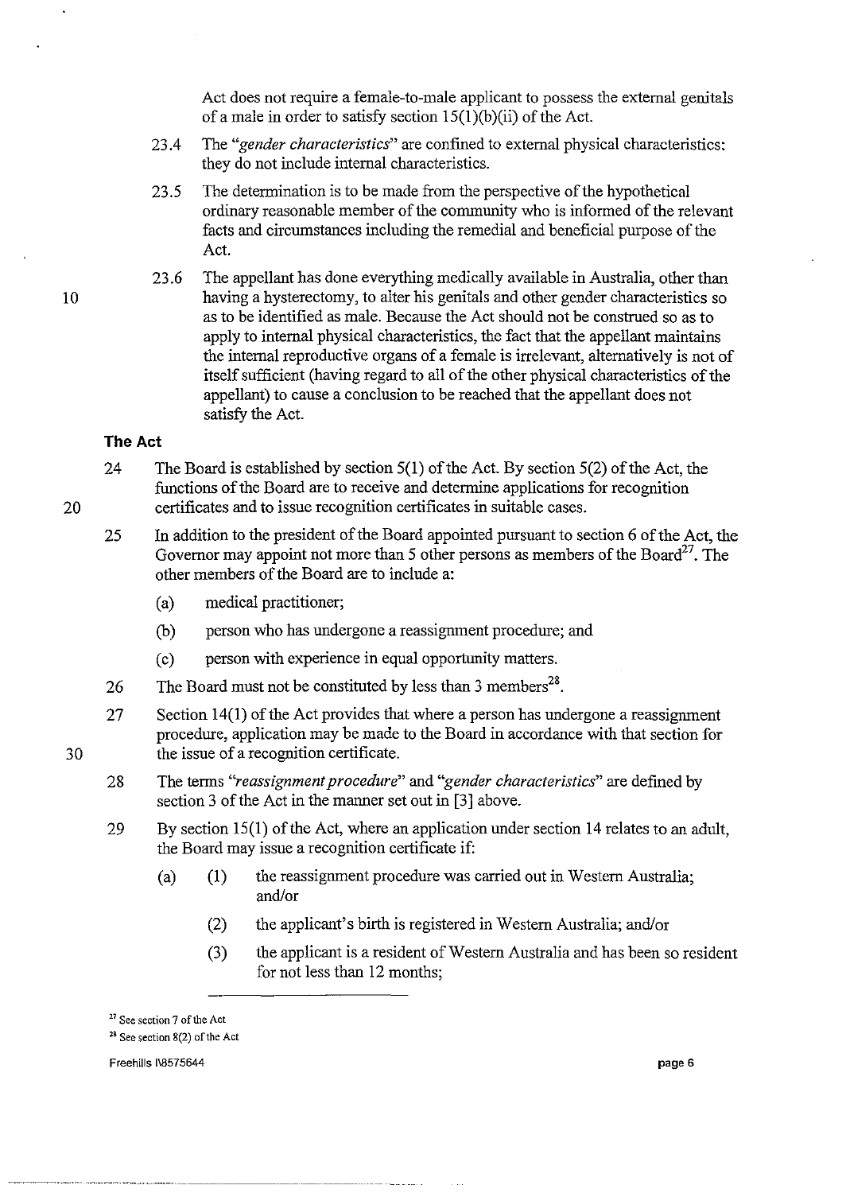Act does not require a female-to-male applicant to possess the external genitals of a male in order to satisfy section 15(1)(b)(ii) of the Act.

23.4 The "*gender characteristics*" are confined to external physical characteristics: they do not include internal characteristics.

23.5 The determination is to be made from the perspective of the hypothetical ordinary reasonable member of the community who is informed of the relevant facts and circumstances including the remedial and beneficial purpose of the Act.

23.6 The appellant has done everything medically available in Australia, other than having a hysterectomy, to alter his genitals and other gender characteristics so as to be identified as male. Because the Act should not be construed so as to apply to internal physical characteristics, the fact that the appellant maintains the internal reproductive organs of a female is irrelevant, alternatively is not of itself sufficient (having regard to all of the other physical characteristics of the appellant) to cause a conclusion to be reached that the appellant does not satisfy the Act.

### The Act

24 The Board is established by section 5(1) of the Act. By section 5(2) of the Act, the functions of the Board are to receive and determine applications for recognition certificates and to issue recognition certificates in suitable cases.

25 In addition to the president of the Board appointed pursuant to section 6 of the Act, the Governor may appoint not more than 5 other persons as members of the Board[27]. The other members of the Board are to include a:

(a) medical practitioner;

(b) person who has undergone a reassignment procedure; and

(c) person with experience in equal opportunity matters.

26 The Board must not be constituted by less than 3 members[28].

27 Section 14(1) of the Act provides that where a person has undergone a reassignment procedure, application may be made to the Board in accordance with that section for the issue of a recognition certificate.

28 The terms "*reassignment procedure*" and "*gender characteristics*" are defined by section 3 of the Act in the manner set out in [3] above.

29 By section 15(1) of the Act, where an application under section 14 relates to an adult, the Board may issue a recognition certificate if:

(a) (1) the reassignment procedure was carried out in Western Australia; and/or

(2) the applicant's birth is registered in Western Australia; and/or

(3) the applicant is a resident of Western Australia and has been so resident for not less than 12 months;

---

[27] See section 7 of the Act

[28] See section 8(2) of the Act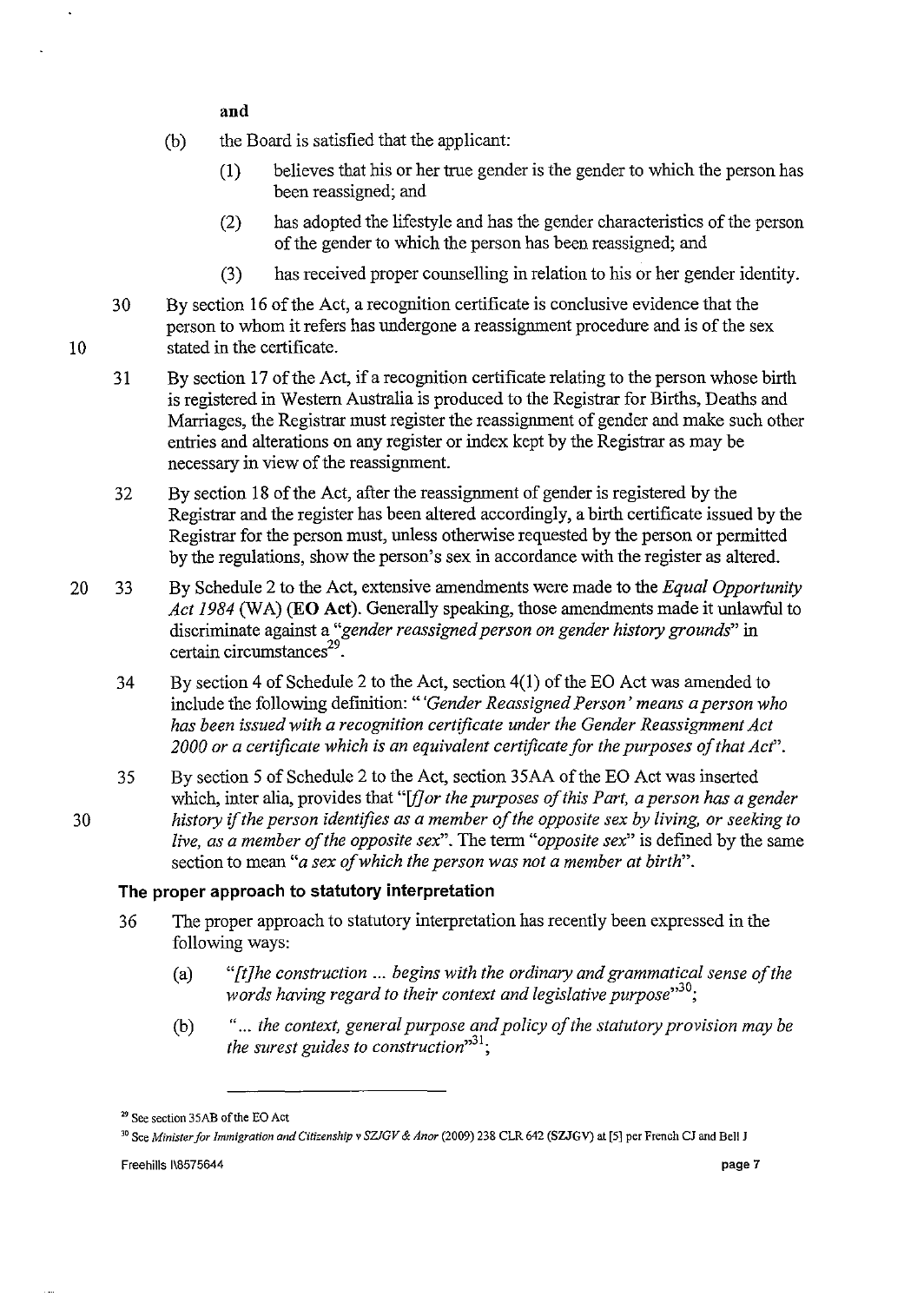**and**

(b) the Board is satisfied that the applicant:

(1) believes that his or her true gender is the gender to which the person has been reassigned; and

(2) has adopted the lifestyle and has the gender characteristics of the person of the gender to which the person has been reassigned; and

(3) has received proper counselling in relation to his or her gender identity.

30 By section 16 of the Act, a recognition certificate is conclusive evidence that the person to whom it refers has undergone a reassignment procedure and is of the sex stated in the certificate.

31 By section 17 of the Act, if a recognition certificate relating to the person whose birth is registered in Western Australia is produced to the Registrar for Births, Deaths and Marriages, the Registrar must register the reassignment of gender and make such other entries and alterations on any register or index kept by the Registrar as may be necessary in view of the reassignment.

32 By section 18 of the Act, after the reassignment of gender is registered by the Registrar and the register has been altered accordingly, a birth certificate issued by the Registrar for the person must, unless otherwise requested by the person or permitted by the regulations, show the person's sex in accordance with the register as altered.

33 By Schedule 2 to the Act, extensive amendments were made to the *Equal Opportunity Act 1984* (WA) (**EO Act**). Generally speaking, those amendments made it unlawful to discriminate against a "*gender reassigned person on gender history grounds*" in certain circumstances[29].

34 By section 4 of Schedule 2 to the Act, section 4(1) of the EO Act was amended to include the following definition: "*'Gender Reassigned Person' means a person who has been issued with a recognition certificate under the Gender Reassignment Act 2000 or a certificate which is an equivalent certificate for the purposes of that Act*".

35 By section 5 of Schedule 2 to the Act, section 35AA of the EO Act was inserted which, inter alia, provides that "*[f]or the purposes of this Part, a person has a gender history if the person identifies as a member of the opposite sex by living, or seeking to live, as a member of the opposite sex*". The term "*opposite sex*" is defined by the same section to mean "*a sex of which the person was not a member at birth*".

### The proper approach to statutory interpretation

36 The proper approach to statutory interpretation has recently been expressed in the following ways:

(a) "*[t]he construction ... begins with the ordinary and grammatical sense of the words having regard to their context and legislative purpose*"[30];

(b) "*... the context, general purpose and policy of the statutory provision may be the surest guides to construction*"[31];

---

[29] See section 35AB of the EO Act

[30] See *Minister for Immigration and Citizenship v SZJGV & Anor* (2009) 238 CLR 642 (SZJGV) at [5] per French CJ and Bell J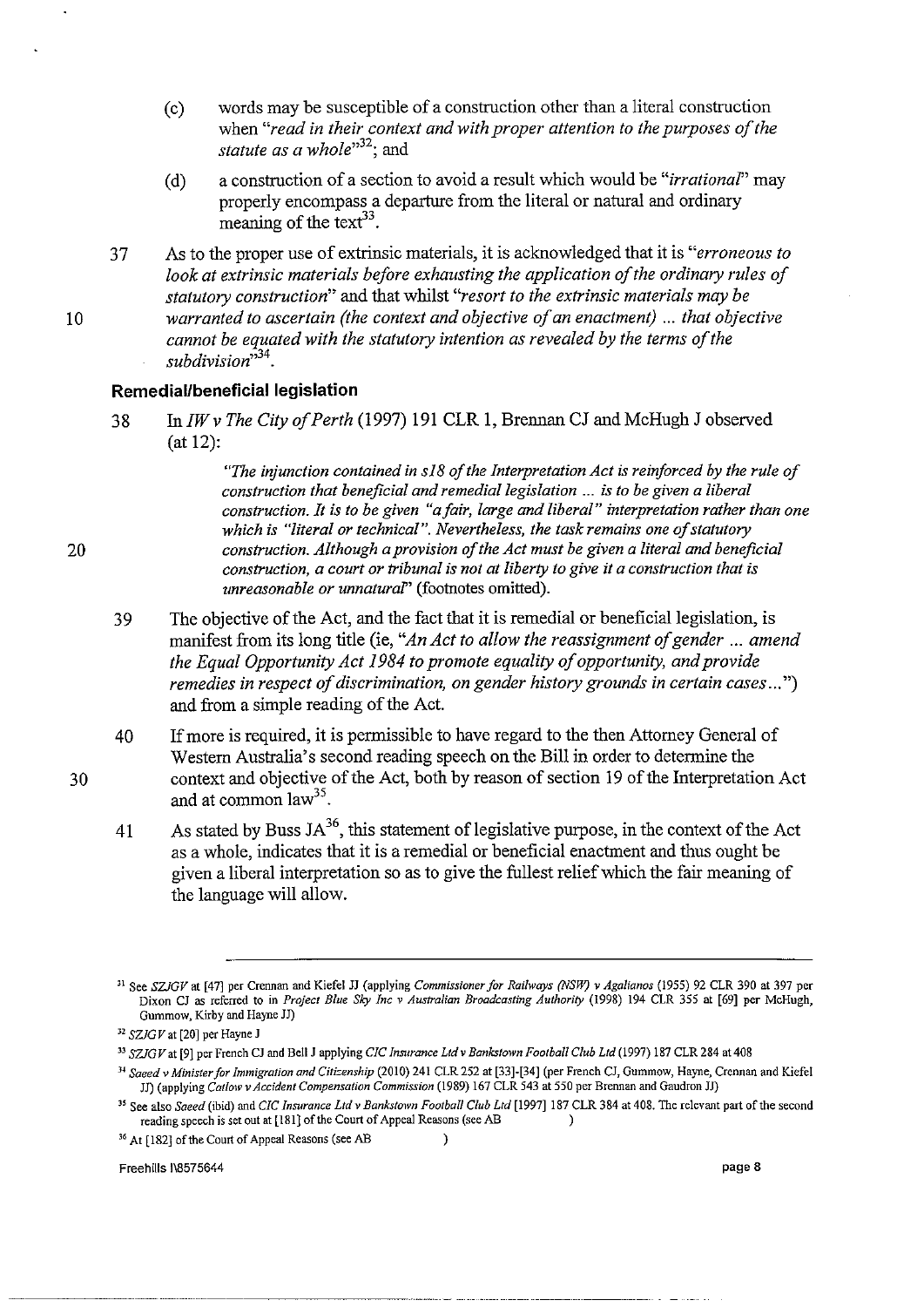(c) words may be susceptible of a construction other than a literal construction when *"read in their context and with proper attention to the purposes of the statute as a whole"*[32]; and

(d) a construction of a section to avoid a result which would be *"irrational"* may properly encompass a departure from the literal or natural and ordinary meaning of the text[33].

37 As to the proper use of extrinsic materials, it is acknowledged that it is *"erroneous to look at extrinsic materials before exhausting the application of the ordinary rules of statutory construction"* and that whilst *"resort to the extrinsic materials may be warranted to ascertain (the context and objective of an enactment) ... that objective cannot be equated with the statutory intention as revealed by the terms of the subdivision"*[34].

### Remedial/beneficial legislation

38 In *IW v The City of Perth* (1997) 191 CLR 1, Brennan CJ and McHugh J observed (at 12):

> *"The injunction contained in s18 of the Interpretation Act is reinforced by the rule of construction that beneficial and remedial legislation ... is to be given a liberal construction. It is to be given "a fair, large and liberal" interpretation rather than one which is "literal or technical". Nevertheless, the task remains one of statutory construction. Although a provision of the Act must be given a literal and beneficial construction, a court or tribunal is not at liberty to give it a construction that is unreasonable or unnatural"* (footnotes omitted).

39 The objective of the Act, and the fact that it is remedial or beneficial legislation, is manifest from its long title (ie, *"An Act to allow the reassignment of gender ... amend the Equal Opportunity Act 1984 to promote equality of opportunity, and provide remedies in respect of discrimination, on gender history grounds in certain cases..."*) and from a simple reading of the Act.

40 If more is required, it is permissible to have regard to the then Attorney General of Western Australia's second reading speech on the Bill in order to determine the context and objective of the Act, both by reason of section 19 of the Interpretation Act and at common law[35].

41 As stated by Buss JA[36], this statement of legislative purpose, in the context of the Act as a whole, indicates that it is a remedial or beneficial enactment and thus ought be given a liberal interpretation so as to give the fullest relief which the fair meaning of the language will allow.

---

[31] See *SZJGV* at [47] per Crennan and Kiefel JJ (applying *Commissioner for Railways (NSW) v Agalianos* (1955) 92 CLR 390 at 397 per Dixon CJ as referred to in *Project Blue Sky Inc v Australian Broadcasting Authority* (1998) 194 CLR 355 at [69] per McHugh, Gummow, Kirby and Hayne JJ)

[32] *SZJGV* at [20] per Hayne J

[33] *SZJGV* at [9] per French CJ and Bell J applying *CIC Insurance Ltd v Bankstown Football Club Ltd* (1997) 187 CLR 284 at 408

[34] *Saeed v Minister for Immigration and Citizenship* (2010) 241 CLR 252 at [33]-[34] (per French CJ, Gummow, Hayne, Crennan and Kiefel JJ) (applying *Catlow v Accident Compensation Commission* (1989) 167 CLR 543 at 550 per Brennan and Gaudron JJ)

[35] See also *Saeed* (ibid) and *CIC Insurance Ltd v Bankstown Football Club Ltd* [1997] 187 CLR 384 at 408. The relevant part of the second reading speech is set out at [181] of the Court of Appeal Reasons (see AB )

[36] At [182] of the Court of Appeal Reasons (see AB )

Freehills I\8575644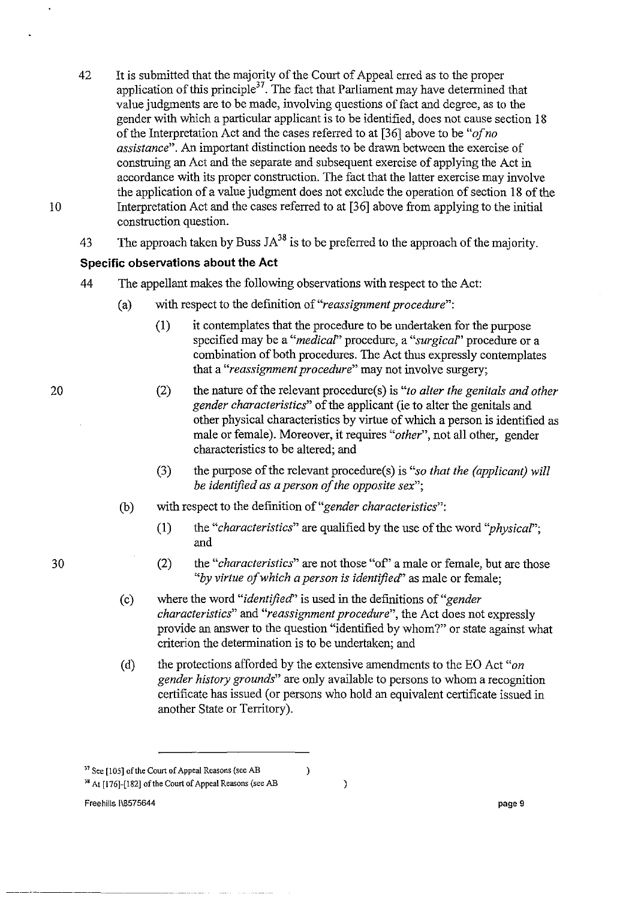42 It is submitted that the majority of the Court of Appeal erred as to the proper application of this principle[37]. The fact that Parliament may have determined that value judgments are to be made, involving questions of fact and degree, as to the gender with which a particular applicant is to be identified, does not cause section 18 of the Interpretation Act and the cases referred to at [36] above to be *"of no assistance"*. An important distinction needs to be drawn between the exercise of construing an Act and the separate and subsequent exercise of applying the Act in accordance with its proper construction. The fact that the latter exercise may involve the application of a value judgment does not exclude the operation of section 18 of the Interpretation Act and the cases referred to at [36] above from applying to the initial construction question.

43 The approach taken by Buss JA[38] is to be preferred to the approach of the majority.

**Specific observations about the Act**

44 The appellant makes the following observations with respect to the Act:

(a) with respect to the definition of *"reassignment procedure"*:

(1) it contemplates that the procedure to be undertaken for the purpose specified may be a *"medical"* procedure, a *"surgical"* procedure or a combination of both procedures. The Act thus expressly contemplates that a *"reassignment procedure"* may not involve surgery;

(2) the nature of the relevant procedure(s) is *"to alter the genitals and other gender characteristics"* of the applicant (ie to alter the genitals and other physical characteristics by virtue of which a person is identified as male or female). Moreover, it requires *"other"*, not all other, gender characteristics to be altered; and

(3) the purpose of the relevant procedure(s) is *"so that the (applicant) will be identified as a person of the opposite sex"*;

(b) with respect to the definition of *"gender characteristics"*:

(1) the *"characteristics"* are qualified by the use of the word *"physical"*; and

(2) the *"characteristics"* are not those "of" a male or female, but are those *"by virtue of which a person is identified"* as male or female;

(c) where the word *"identified"* is used in the definitions of *"gender characteristics"* and *"reassignment procedure"*, the Act does not expressly provide an answer to the question "identified by whom?" or state against what criterion the determination is to be undertaken; and

(d) the protections afforded by the extensive amendments to the EO Act *"on gender history grounds"* are only available to persons to whom a recognition certificate has issued (or persons who hold an equivalent certificate issued in another State or Territory).

---

[37] See [105] of the Court of Appeal Reasons (see AB )

[38] At [176]-[182] of the Court of Appeal Reasons (see AB )

Freehills I\8575644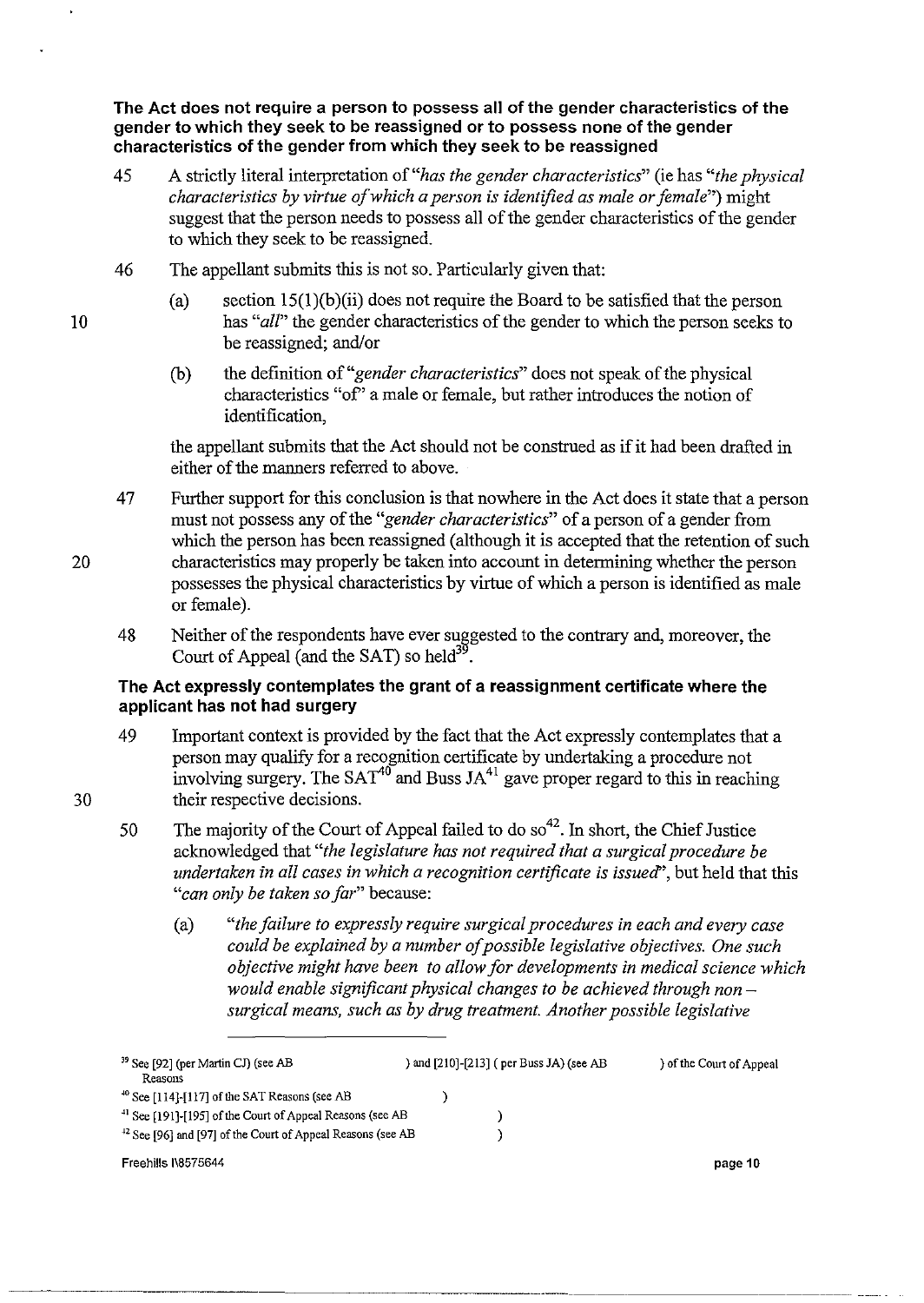**The Act does not require a person to possess all of the gender characteristics of the gender to which they seek to be reassigned or to possess none of the gender characteristics of the gender from which they seek to be reassigned**

45 A strictly literal interpretation of *"has the gender characteristics"* (ie has *"the physical characteristics by virtue of which a person is identified as male or female"*) might suggest that the person needs to possess all of the gender characteristics of the gender to which they seek to be reassigned.

46 The appellant submits this is not so. Particularly given that:

(a) section 15(1)(b)(ii) does not require the Board to be satisfied that the person has *"all"* the gender characteristics of the gender to which the person seeks to be reassigned; and/or

(b) the definition of *"gender characteristics"* does not speak of the physical characteristics "of" a male or female, but rather introduces the notion of identification,

the appellant submits that the Act should not be construed as if it had been drafted in either of the manners referred to above.

47 Further support for this conclusion is that nowhere in the Act does it state that a person must not possess any of the *"gender characteristics"* of a person of a gender from which the person has been reassigned (although it is accepted that the retention of such characteristics may properly be taken into account in determining whether the person possesses the physical characteristics by virtue of which a person is identified as male or female).

48 Neither of the respondents have ever suggested to the contrary and, moreover, the Court of Appeal (and the SAT) so held[39].

**The Act expressly contemplates the grant of a reassignment certificate where the applicant has not had surgery**

49 Important context is provided by the fact that the Act expressly contemplates that a person may qualify for a recognition certificate by undertaking a procedure not involving surgery. The SAT[40] and Buss JA[41] gave proper regard to this in reaching their respective decisions.

50 The majority of the Court of Appeal failed to do so[42]. In short, the Chief Justice acknowledged that *"the legislature has not required that a surgical procedure be undertaken in all cases in which a recognition certificate is issued"*, but held that this *"can only be taken so far"* because:

(a) *"the failure to expressly require surgical procedures in each and every case could be explained by a number of possible legislative objectives. One such objective might have been to allow for developments in medical science which would enable significant physical changes to be achieved through non – surgical means, such as by drug treatment. Another possible legislative*

---

[39] See [92] (per Martin CJ) (see AB ) and [210]-[213] ( per Buss JA) (see AB ) of the Court of Appeal Reasons

[40] See [114]-[117] of the SAT Reasons (see AB )

[41] See [191]-[195] of the Court of Appeal Reasons (see AB )

[42] See [96] and [97] of the Court of Appeal Reasons (see AB )

Freehills I\8575644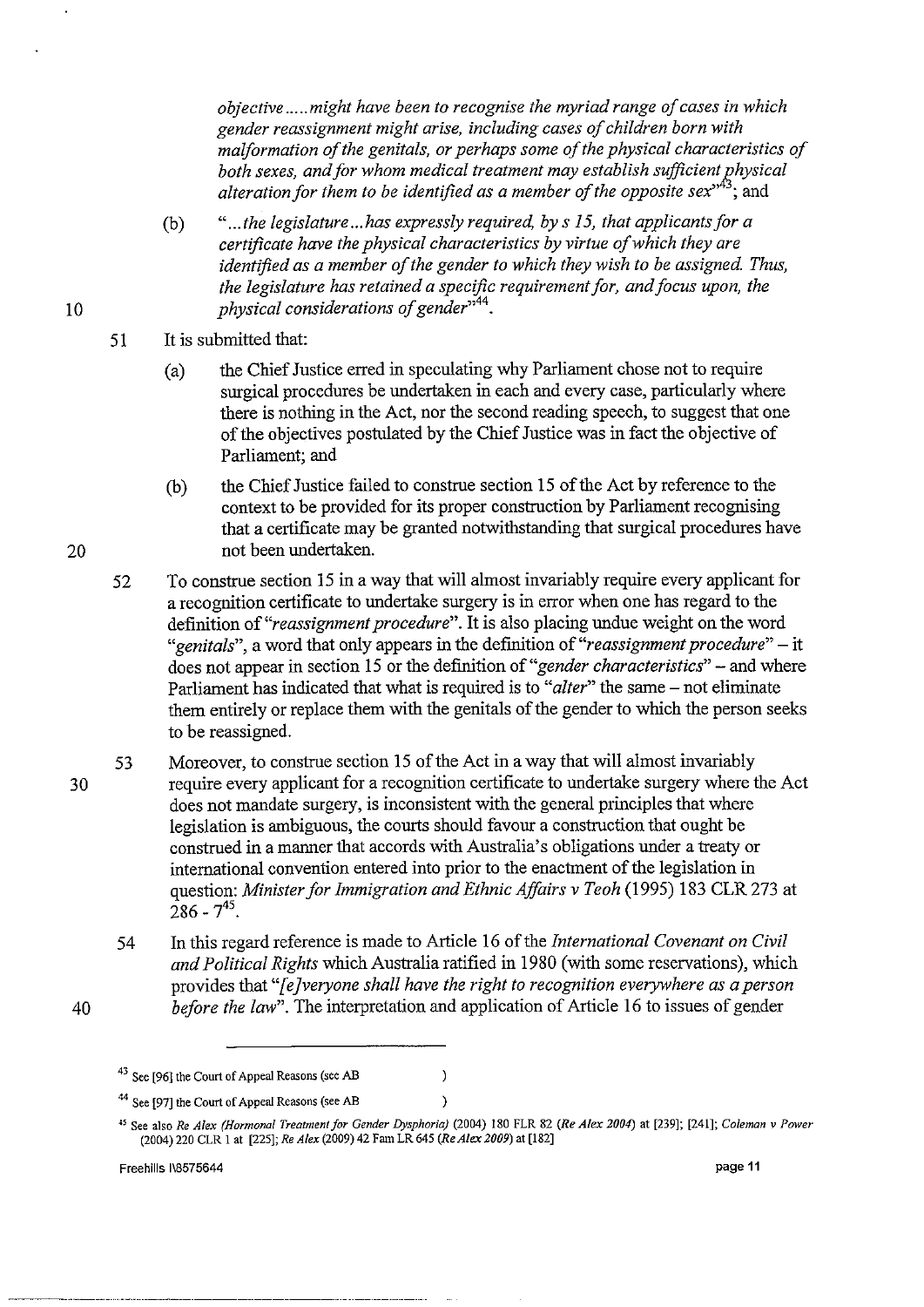*objective.....might have been to recognise the myriad range of cases in which gender reassignment might arise, including cases of children born with malformation of the genitals, or perhaps some of the physical characteristics of both sexes, and for whom medical treatment may establish sufficient physical alteration for them to be identified as a member of the opposite sex*"[43]; and

(b) "*...the legislature...has expressly required, by s 15, that applicants for a certificate have the physical characteristics by virtue of which they are identified as a member of the gender to which they wish to be assigned. Thus, the legislature has retained a specific requirement for, and focus upon, the physical considerations of gender*"[44].

51 It is submitted that:

(a) the Chief Justice erred in speculating why Parliament chose not to require surgical procedures be undertaken in each and every case, particularly where there is nothing in the Act, nor the second reading speech, to suggest that one of the objectives postulated by the Chief Justice was in fact the objective of Parliament; and

(b) the Chief Justice failed to construe section 15 of the Act by reference to the context to be provided for its proper construction by Parliament recognising that a certificate may be granted notwithstanding that surgical procedures have not been undertaken.

52 To construe section 15 in a way that will almost invariably require every applicant for a recognition certificate to undertake surgery is in error when one has regard to the definition of "*reassignment procedure*". It is also placing undue weight on the word "*genitals*", a word that only appears in the definition of "*reassignment procedure*" – it does not appear in section 15 or the definition of "*gender characteristics*" – and where Parliament has indicated that what is required is to "*alter*" the same – not eliminate them entirely or replace them with the genitals of the gender to which the person seeks to be reassigned.

53 Moreover, to construe section 15 of the Act in a way that will almost invariably require every applicant for a recognition certificate to undertake surgery where the Act does not mandate surgery, is inconsistent with the general principles that where legislation is ambiguous, the courts should favour a construction that ought be construed in a manner that accords with Australia's obligations under a treaty or international convention entered into prior to the enactment of the legislation in question: *Minister for Immigration and Ethnic Affairs v Teoh* (1995) 183 CLR 273 at 286 - 7[45].

54 In this regard reference is made to Article 16 of the *International Covenant on Civil and Political Rights* which Australia ratified in 1980 (with some reservations), which provides that "*[e]veryone shall have the right to recognition everywhere as a person before the law*". The interpretation and application of Article 16 to issues of gender

---

[43] See [96] the Court of Appeal Reasons (see AB )

[44] See [97] the Court of Appeal Reasons (see AB )

[45] See also *Re Alex (Hormonal Treatment for Gender Dysphoria)* (2004) 180 FLR 82 (*Re Alex 2004*) at [239]; [241]; *Coleman v Power* (2004) 220 CLR 1 at [225]; *Re Alex* (2009) 42 Fam LR 645 (*Re Alex 2009*) at [182]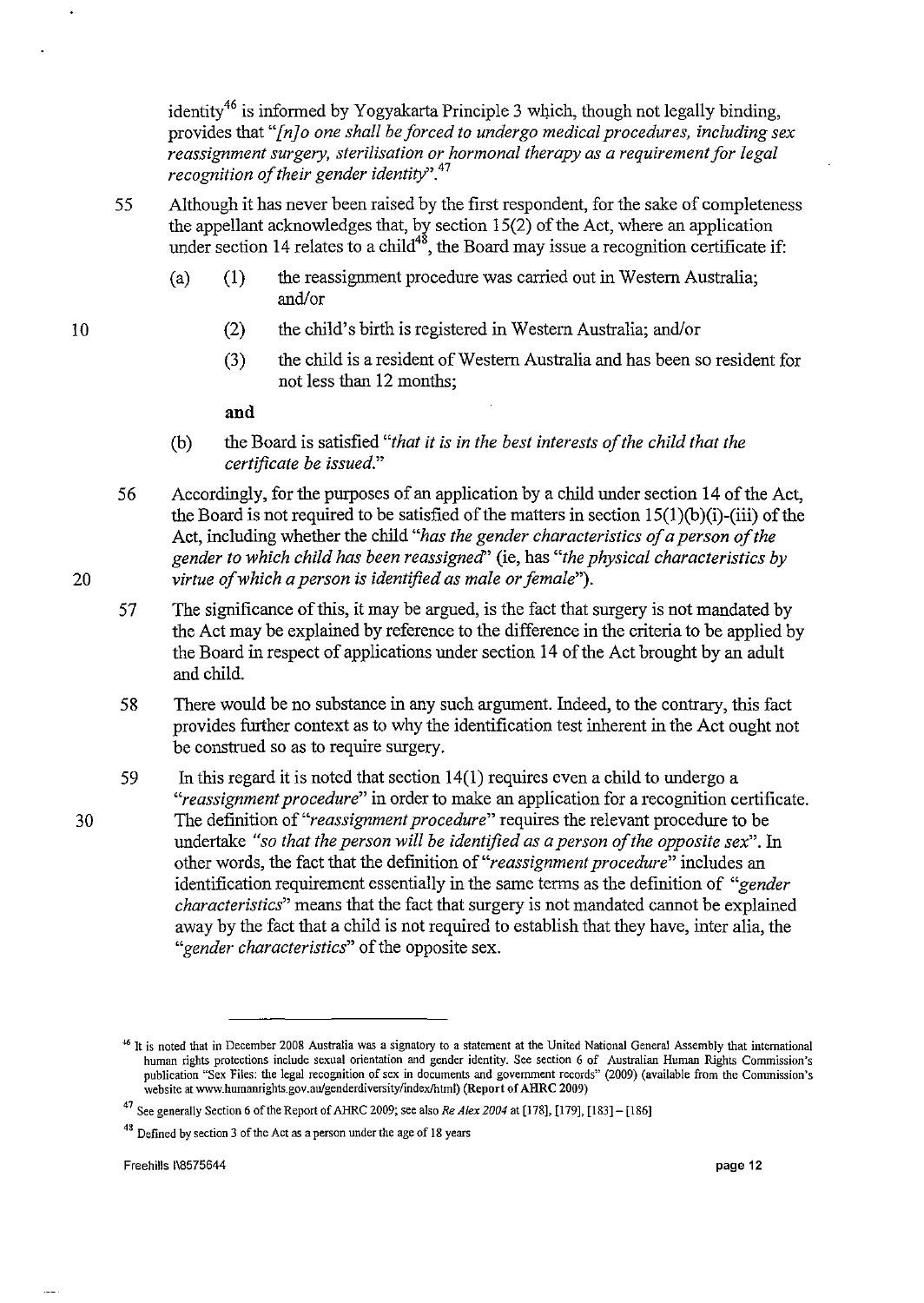identity[46] is informed by Yogyakarta Principle 3 which, though not legally binding, provides that *"[n]o one shall be forced to undergo medical procedures, including sex reassignment surgery, sterilisation or hormonal therapy as a requirement for legal recognition of their gender identity"*.[47]

55 Although it has never been raised by the first respondent, for the sake of completeness the appellant acknowledges that, by section 15(2) of the Act, where an application under section 14 relates to a child[48], the Board may issue a recognition certificate if:

(a) (1) the reassignment procedure was carried out in Western Australia; and/or

(2) the child's birth is registered in Western Australia; and/or

(3) the child is a resident of Western Australia and has been so resident for not less than 12 months;

**and**

(b) the Board is satisfied *"that it is in the best interests of the child that the certificate be issued."*

56 Accordingly, for the purposes of an application by a child under section 14 of the Act, the Board is not required to be satisfied of the matters in section 15(1)(b)(i)-(iii) of the Act, including whether the child *"has the gender characteristics of a person of the gender to which child has been reassigned"* (ie, has *"the physical characteristics by virtue of which a person is identified as male or female"*).

57 The significance of this, it may be argued, is the fact that surgery is not mandated by the Act may be explained by reference to the difference in the criteria to be applied by the Board in respect of applications under section 14 of the Act brought by an adult and child.

58 There would be no substance in any such argument. Indeed, to the contrary, this fact provides further context as to why the identification test inherent in the Act ought not be construed so as to require surgery.

59 In this regard it is noted that section 14(1) requires even a child to undergo a *"reassignment procedure"* in order to make an application for a recognition certificate. The definition of *"reassignment procedure"* requires the relevant procedure to be undertake *"so that the person will be identified as a person of the opposite sex"*. In other words, the fact that the definition of *"reassignment procedure"* includes an identification requirement essentially in the same terms as the definition of *"gender characteristics"* means that the fact that surgery is not mandated cannot be explained away by the fact that a child is not required to establish that they have, inter alia, the *"gender characteristics"* of the opposite sex.

---

[46] It is noted that in December 2008 Australia was a signatory to a statement at the United National General Assembly that international human rights protections include sexual orientation and gender identity. See section 6 of Australian Human Rights Commission's publication "Sex Files: the legal recognition of sex in documents and government records" (2009) (available from the Commission's website at www.humanrights.gov.au/genderdiversity/index/html) **(Report of AHRC 2009)**

[47] See generally Section 6 of the Report of AHRC 2009; see also *Re Alex 2004* at [178], [179], [183] – [186]

[48] Defined by section 3 of the Act as a person under the age of 18 years

Freehills I\8575644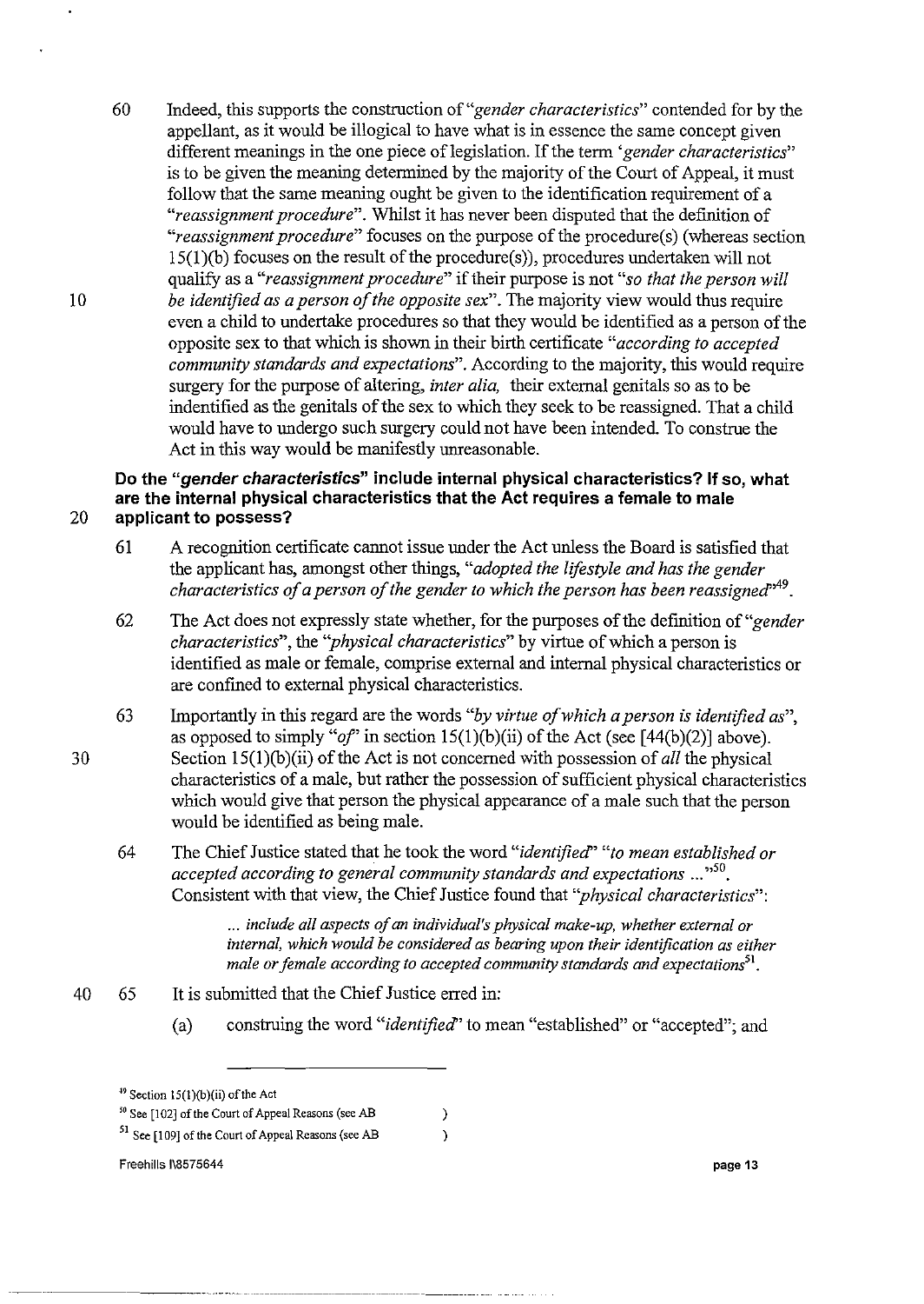60 Indeed, this supports the construction of *"gender characteristics"* contended for by the appellant, as it would be illogical to have what is in essence the same concept given different meanings in the one piece of legislation. If the term *'gender characteristics"* is to be given the meaning determined by the majority of the Court of Appeal, it must follow that the same meaning ought be given to the identification requirement of a *"reassignment procedure"*. Whilst it has never been disputed that the definition of *"reassignment procedure"* focuses on the purpose of the procedure(s) (whereas section 15(1)(b) focuses on the result of the procedure(s)), procedures undertaken will not qualify as a *"reassignment procedure"* if their purpose is not *"so that the person will be identified as a person of the opposite sex"*. The majority view would thus require even a child to undertake procedures so that they would be identified as a person of the opposite sex to that which is shown in their birth certificate *"according to accepted community standards and expectations"*. According to the majority, this would require surgery for the purpose of altering, *inter alia,* their external genitals so as to be indentified as the genitals of the sex to which they seek to be reassigned. That a child would have to undergo such surgery could not have been intended. To construe the Act in this way would be manifestly unreasonable.

**Do the *"gender characteristics"* include internal physical characteristics? If so, what are the internal physical characteristics that the Act requires a female to male applicant to possess?**

61 A recognition certificate cannot issue under the Act unless the Board is satisfied that the applicant has, amongst other things, *"adopted the lifestyle and has the gender characteristics of a person of the gender to which the person has been reassigned"*[49].

62 The Act does not expressly state whether, for the purposes of the definition of *"gender characteristics"*, the *"physical characteristics"* by virtue of which a person is identified as male or female, comprise external and internal physical characteristics or are confined to external physical characteristics.

63 Importantly in this regard are the words *"by virtue of which a person is identified as"*, as opposed to simply *"of"* in section 15(1)(b)(ii) of the Act (see [44(b)(2)] above). Section 15(1)(b)(ii) of the Act is not concerned with possession of *all* the physical characteristics of a male, but rather the possession of sufficient physical characteristics which would give that person the physical appearance of a male such that the person would be identified as being male.

64 The Chief Justice stated that he took the word *"identified"* *"to mean established or accepted according to general community standards and expectations ..."*[50]. Consistent with that view, the Chief Justice found that *"physical characteristics"*:

> *... include all aspects of an individual's physical make-up, whether external or internal, which would be considered as bearing upon their identification as either male or female according to accepted community standards and expectations*[51].

65 It is submitted that the Chief Justice erred in:

(a) construing the word *"identified"* to mean "established" or "accepted"; and

---

[49] Section 15(1)(b)(ii) of the Act

[50] See [102] of the Court of Appeal Reasons (see AB )

[51] See [109] of the Court of Appeal Reasons (see AB )

Freehills I\8575644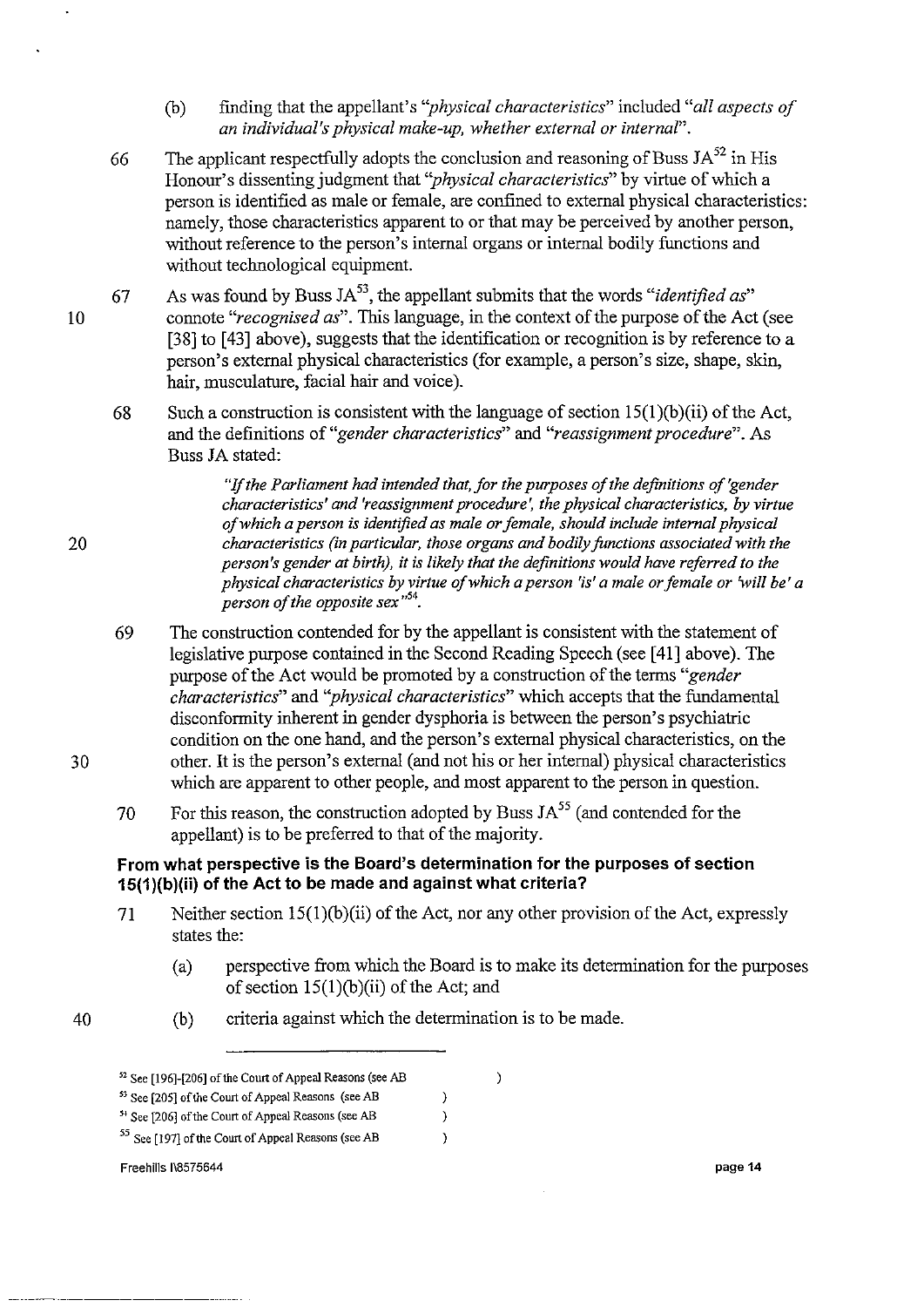(b) finding that the appellant's *"physical characteristics"* included *"all aspects of an individual's physical make-up, whether external or internal"*.

66 The applicant respectfully adopts the conclusion and reasoning of Buss JA[52] in His Honour's dissenting judgment that *"physical characteristics"* by virtue of which a person is identified as male or female, are confined to external physical characteristics: namely, those characteristics apparent to or that may be perceived by another person, without reference to the person's internal organs or internal bodily functions and without technological equipment.

67 As was found by Buss JA[53], the appellant submits that the words *"identified as"* connote *"recognised as"*. This language, in the context of the purpose of the Act (see [38] to [43] above), suggests that the identification or recognition is by reference to a person's external physical characteristics (for example, a person's size, shape, skin, hair, musculature, facial hair and voice).

68 Such a construction is consistent with the language of section 15(1)(b)(ii) of the Act, and the definitions of *"gender characteristics"* and *"reassignment procedure"*. As Buss JA stated:

> *"If the Parliament had intended that, for the purposes of the definitions of 'gender characteristics' and 'reassignment procedure', the physical characteristics, by virtue of which a person is identified as male or female, should include internal physical characteristics (in particular, those organs and bodily functions associated with the person's gender at birth), it is likely that the definitions would have referred to the physical characteristics by virtue of which a person 'is' a male or female or 'will be' a person of the opposite sex"*[54].

69 The construction contended for by the appellant is consistent with the statement of legislative purpose contained in the Second Reading Speech (see [41] above). The purpose of the Act would be promoted by a construction of the terms *"gender characteristics"* and *"physical characteristics"* which accepts that the fundamental disconformity inherent in gender dysphoria is between the person's psychiatric condition on the one hand, and the person's external physical characteristics, on the other. It is the person's external (and not his or her internal) physical characteristics which are apparent to other people, and most apparent to the person in question.

70 For this reason, the construction adopted by Buss JA[55] (and contended for the appellant) is to be preferred to that of the majority.

### From what perspective is the Board's determination for the purposes of section 15(1)(b)(ii) of the Act to be made and against what criteria?

71 Neither section 15(1)(b)(ii) of the Act, nor any other provision of the Act, expressly states the:

(a) perspective from which the Board is to make its determination for the purposes of section 15(1)(b)(ii) of the Act; and

(b) criteria against which the determination is to be made.

---

[52] See [196]-[206] of the Court of Appeal Reasons (see AB )

[53] See [205] of the Court of Appeal Reasons (see AB )

[54] See [206] of the Court of Appeal Reasons (see AB )

[55] See [197] of the Court of Appeal Reasons (see AB )

Freehills I\8575644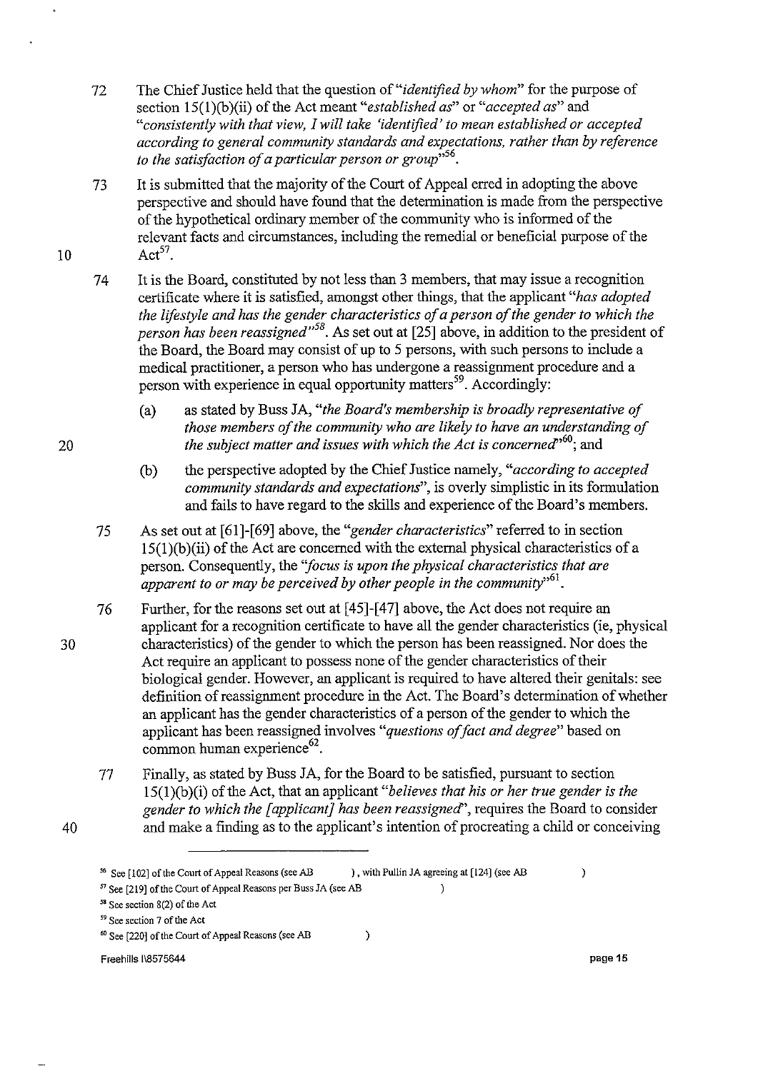72 The Chief Justice held that the question of "*identified by whom*" for the purpose of section 15(1)(b)(ii) of the Act meant "*established as*" or "*accepted as*" and "*consistently with that view, I will take 'identified' to mean established or accepted according to general community standards and expectations, rather than by reference to the satisfaction of a particular person or group*"[56].

73 It is submitted that the majority of the Court of Appeal erred in adopting the above perspective and should have found that the determination is made from the perspective of the hypothetical ordinary member of the community who is informed of the relevant facts and circumstances, including the remedial or beneficial purpose of the Act[57].

74 It is the Board, constituted by not less than 3 members, that may issue a recognition certificate where it is satisfied, amongst other things, that the applicant "*has adopted the lifestyle and has the gender characteristics of a person of the gender to which the person has been reassigned*"[58]. As set out at [25] above, in addition to the president of the Board, the Board may consist of up to 5 persons, with such persons to include a medical practitioner, a person who has undergone a reassignment procedure and a person with experience in equal opportunity matters[59]. Accordingly:

(a) as stated by Buss JA, "*the Board's membership is broadly representative of those members of the community who are likely to have an understanding of the subject matter and issues with which the Act is concerned*"[60]; and

(b) the perspective adopted by the Chief Justice namely, "*according to accepted community standards and expectations*", is overly simplistic in its formulation and fails to have regard to the skills and experience of the Board's members.

75 As set out at [61]-[69] above, the "*gender characteristics*" referred to in section 15(1)(b)(ii) of the Act are concerned with the external physical characteristics of a person. Consequently, the "*focus is upon the physical characteristics that are apparent to or may be perceived by other people in the community*"[61].

76 Further, for the reasons set out at [45]-[47] above, the Act does not require an applicant for a recognition certificate to have all the gender characteristics (ie, physical characteristics) of the gender to which the person has been reassigned. Nor does the Act require an applicant to possess none of the gender characteristics of their biological gender. However, an applicant is required to have altered their genitals: see definition of reassignment procedure in the Act. The Board's determination of whether an applicant has the gender characteristics of a person of the gender to which the applicant has been reassigned involves "*questions of fact and degree*" based on common human experience[62].

77 Finally, as stated by Buss JA, for the Board to be satisfied, pursuant to section 15(1)(b)(i) of the Act, that an applicant "*believes that his or her true gender is the gender to which the [applicant] has been reassigned*", requires the Board to consider and make a finding as to the applicant's intention of procreating a child or conceiving

---

[56] See [102] of the Court of Appeal Reasons (see AB ), with Pullin JA agreeing at [124] (see AB )

[57] See [219] of the Court of Appeal Reasons per Buss JA (see AB )

[58] See section 8(2) of the Act

[59] See section 7 of the Act

[60] See [220] of the Court of Appeal Reasons (see AB )

Freehills I\8575644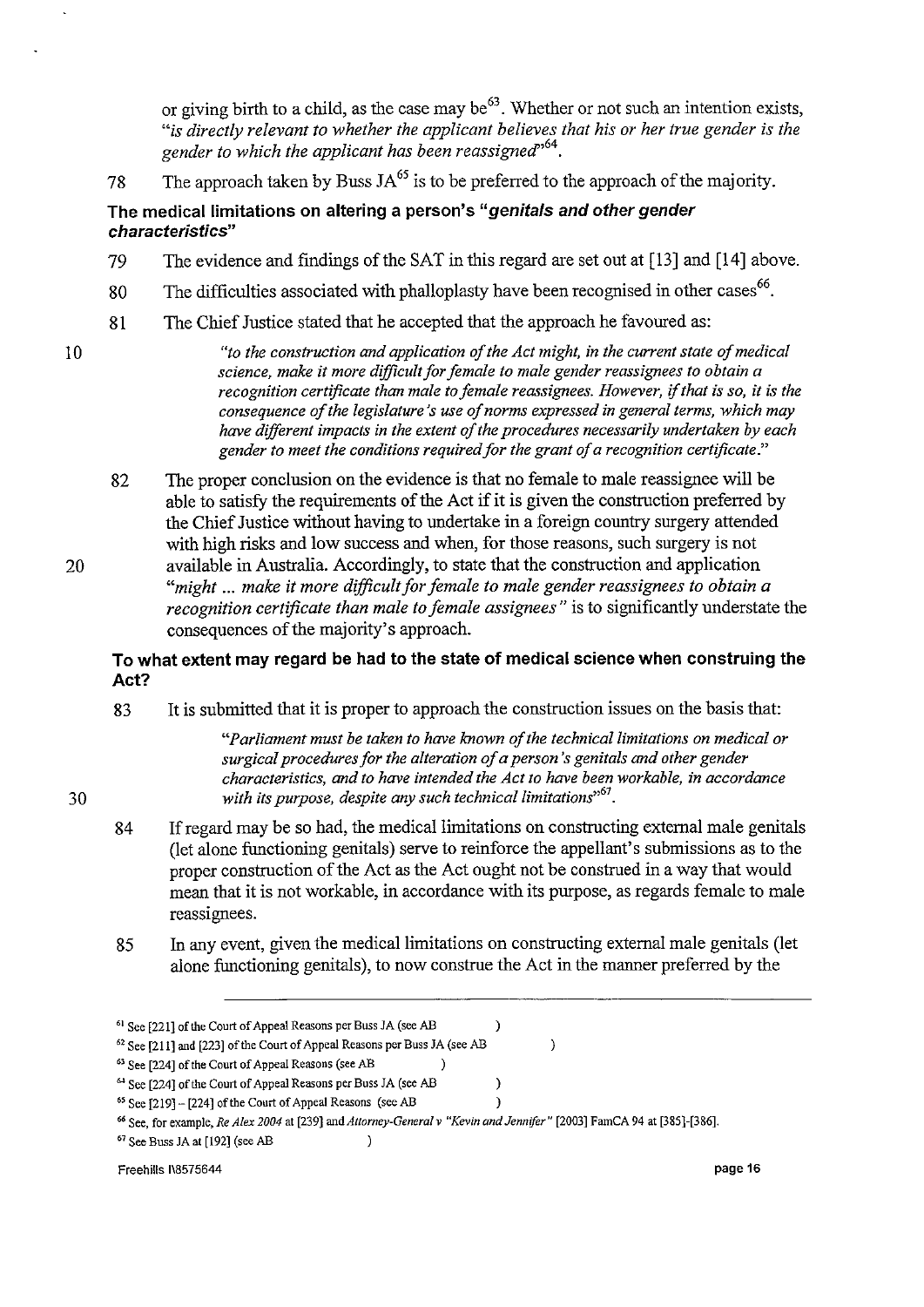or giving birth to a child, as the case may be[63]. Whether or not such an intention exists, *"is directly relevant to whether the applicant believes that his or her true gender is the gender to which the applicant has been reassigned"*[64].

78 The approach taken by Buss JA[65] is to be preferred to the approach of the majority.

### The medical limitations on altering a person's *"genitals and other gender characteristics"*

79 The evidence and findings of the SAT in this regard are set out at [13] and [14] above.

80 The difficulties associated with phalloplasty have been recognised in other cases[66].

81 The Chief Justice stated that he accepted that the approach he favoured as:

> *"to the construction and application of the Act might, in the current state of medical science, make it more difficult for female to male gender reassignees to obtain a recognition certificate than male to female reassignees. However, if that is so, it is the consequence of the legislature's use of norms expressed in general terms, which may have different impacts in the extent of the procedures necessarily undertaken by each gender to meet the conditions required for the grant of a recognition certificate."*

82 The proper conclusion on the evidence is that no female to male reassignee will be able to satisfy the requirements of the Act if it is given the construction preferred by the Chief Justice without having to undertake in a foreign country surgery attended with high risks and low success and when, for those reasons, such surgery is not available in Australia. Accordingly, to state that the construction and application *"might ... make it more difficult for female to male gender reassignees to obtain a recognition certificate than male to female assignees"* is to significantly understate the consequences of the majority's approach.

### To what extent may regard be had to the state of medical science when construing the Act?

83 It is submitted that it is proper to approach the construction issues on the basis that:

> *"Parliament must be taken to have known of the technical limitations on medical or surgical procedures for the alteration of a person's genitals and other gender characteristics, and to have intended the Act to have been workable, in accordance with its purpose, despite any such technical limitations"*[67].

84 If regard may be so had, the medical limitations on constructing external male genitals (let alone functioning genitals) serve to reinforce the appellant's submissions as to the proper construction of the Act as the Act ought not be construed in a way that would mean that it is not workable, in accordance with its purpose, as regards female to male reassignees.

85 In any event, given the medical limitations on constructing external male genitals (let alone functioning genitals), to now construe the Act in the manner preferred by the

---

[61] See [221] of the Court of Appeal Reasons per Buss JA (see AB )

[62] See [211] and [223] of the Court of Appeal Reasons per Buss JA (see AB )

[63] See [224] of the Court of Appeal Reasons (see AB )

[64] See [224] of the Court of Appeal Reasons per Buss JA (see AB )

[65] See [219] – [224] of the Court of Appeal Reasons (see AB )

[66] See, for example, *Re Alex 2004* at [239] and *Attorney-General v "Kevin and Jennifer"* [2003] FamCA 94 at [385]-[386].

[67] See Buss JA at [192] (see AB )

Freehills I\8575644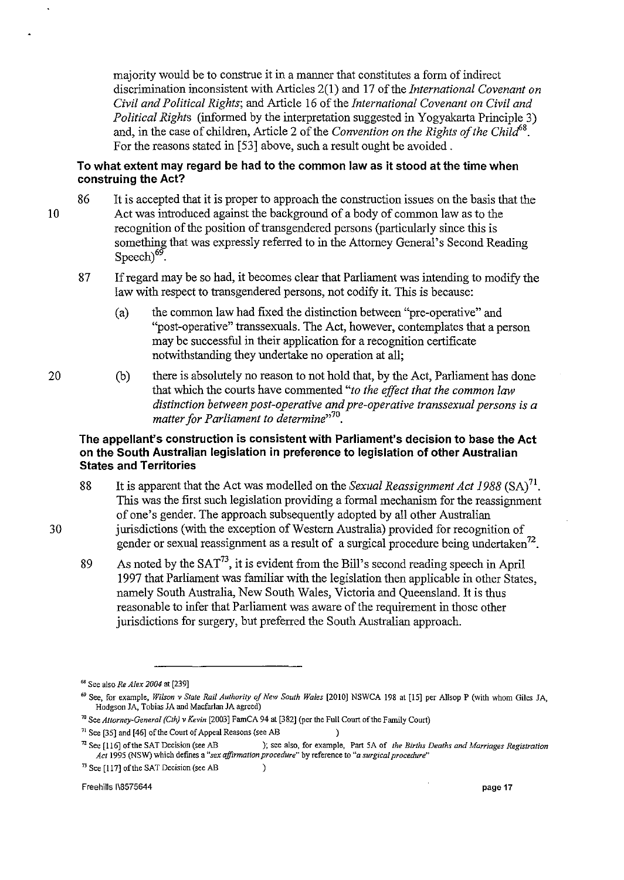majority would be to construe it in a manner that constitutes a form of indirect discrimination inconsistent with Articles 2(1) and 17 of the *International Covenant on Civil and Political Rights*; and Article 16 of the *International Covenant on Civil and Political Rights* (informed by the interpretation suggested in Yogyakarta Principle 3) and, in the case of children, Article 2 of the *Convention on the Rights of the Child*[68]. For the reasons stated in [53] above, such a result ought be avoided .

### To what extent may regard be had to the common law as it stood at the time when construing the Act?

86 It is accepted that it is proper to approach the construction issues on the basis that the Act was introduced against the background of a body of common law as to the recognition of the position of transgendered persons (particularly since this is something that was expressly referred to in the Attorney General's Second Reading Speech)[69].

87 If regard may be so had, it becomes clear that Parliament was intending to modify the law with respect to transgendered persons, not codify it. This is because:

(a) the common law had fixed the distinction between "pre-operative" and "post-operative" transsexuals. The Act, however, contemplates that a person may be successful in their application for a recognition certificate notwithstanding they undertake no operation at all;

(b) there is absolutely no reason to not hold that, by the Act, Parliament has done that which the courts have commented *"to the effect that the common law distinction between post-operative and pre-operative transsexual persons is a matter for Parliament to determine"*[70].

### The appellant's construction is consistent with Parliament's decision to base the Act on the South Australian legislation in preference to legislation of other Australian States and Territories

88 It is apparent that the Act was modelled on the *Sexual Reassignment Act 1988* (SA)[71]. This was the first such legislation providing a formal mechanism for the reassignment of one's gender. The approach subsequently adopted by all other Australian jurisdictions (with the exception of Western Australia) provided for recognition of gender or sexual reassignment as a result of a surgical procedure being undertaken[72].

89 As noted by the SAT[73], it is evident from the Bill's second reading speech in April 1997 that Parliament was familiar with the legislation then applicable in other States, namely South Australia, New South Wales, Victoria and Queensland. It is thus reasonable to infer that Parliament was aware of the requirement in those other jurisdictions for surgery, but preferred the South Australian approach.

---

[68] See also *Re Alex 2004* at [239]

[69] See, for example, *Wilson v State Rail Authority of New South Wales* [2010] NSWCA 198 at [15] per Allsop P (with whom Giles JA, Hodgson JA, Tobias JA and Macfarlan JA agreed)

[70] See *Attorney-General (Cth) v Kevin* [2003] FamCA 94 at [382] (per the Full Court of the Family Court)

[71] See [35] and [46] of the Court of Appeal Reasons (see AB )

[72] See [116] of the SAT Decision (see AB ); see also, for example, Part 5A of *the Births Deaths and Marriages Registration Act* 1995 (NSW) which defines a *"sex affirmation procedure"* by reference to *"a surgical procedure"*

[73] See [117] of the SAT Decision (see AB )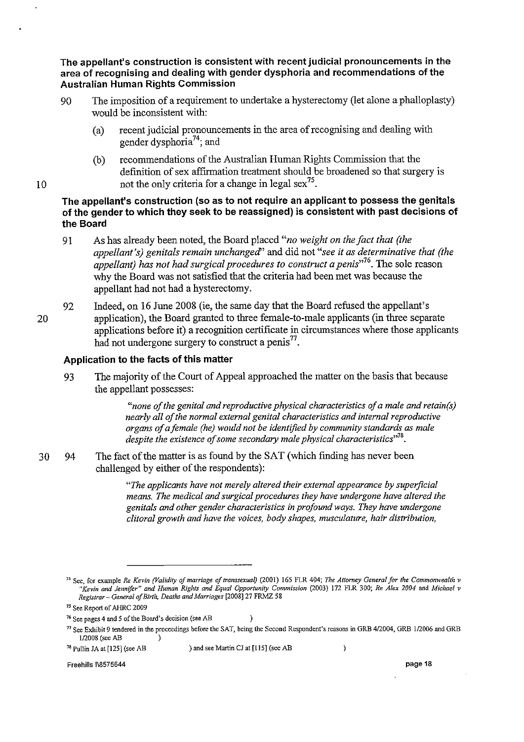**The appellant's construction is consistent with recent judicial pronouncements in the area of recognising and dealing with gender dysphoria and recommendations of the Australian Human Rights Commission**

90 The imposition of a requirement to undertake a hysterectomy (let alone a phalloplasty) would be inconsistent with:

(a) recent judicial pronouncements in the area of recognising and dealing with gender dysphoria[74]; and

(b) recommendations of the Australian Human Rights Commission that the definition of sex affirmation treatment should be broadened so that surgery is not the only criteria for a change in legal sex[75].

**The appellant's construction (so as to not require an applicant to possess the genitals of the gender to which they seek to be reassigned) is consistent with past decisions of the Board**

91 As has already been noted, the Board placed "*no weight on the fact that (the appellant's) genitals remain unchanged*" and did not "*see it as determinative that (the appellant) has not had surgical procedures to construct a penis*"[76]. The sole reason why the Board was not satisfied that the criteria had been met was because the appellant had not had a hysterectomy.

92 Indeed, on 16 June 2008 (ie, the same day that the Board refused the appellant's application), the Board granted to three female-to-male applicants (in three separate applications before it) a recognition certificate in circumstances where those applicants had not undergone surgery to construct a penis[77].

**Application to the facts of this matter**

93 The majority of the Court of Appeal approached the matter on the basis that because the appellant possesses:

> "*none of the genital and reproductive physical characteristics of a male and retain(s) nearly all of the normal external genital characteristics and internal reproductive organs of a female (he) would not be identified by community standards as male despite the existence of some secondary male physical characteristics*"[78].

94 The fact of the matter is as found by the SAT (which finding has never been challenged by either of the respondents):

> "*The applicants have not merely altered their external appearance by superficial means. The medical and surgical procedures they have undergone have altered the genitals and other gender characteristics in profound ways. They have undergone clitoral growth and have the voices, body shapes, musculature, hair distribution,*

---

[74] See, for example *Re Kevin (Validity of marriage of transsexual)* (2001) 165 FLR 404; *The Attorney General for the Commonwealth v "Kevin and Jennifer" and Human Rights and Equal Opportunity Commission* (2003) 172 FLR 300; *Re Alex 2004* and *Michael v Registrar – General of Birth, Deaths and Marriages* [2008] 27 FRMZ 58

[75] See Report of AHRC 2009

[76] See pages 4 and 5 of the Board's decision (see AB )

[77] See Exhibit 9 tendered in the proceedings before the SAT, being the Second Respondent's reasons in GRB 4/2004, GRB 1/2006 and GRB 1/2008 (see AB )

[78] Pullin JA at [125] (see AB ) and see Martin CJ at [115] (see AB )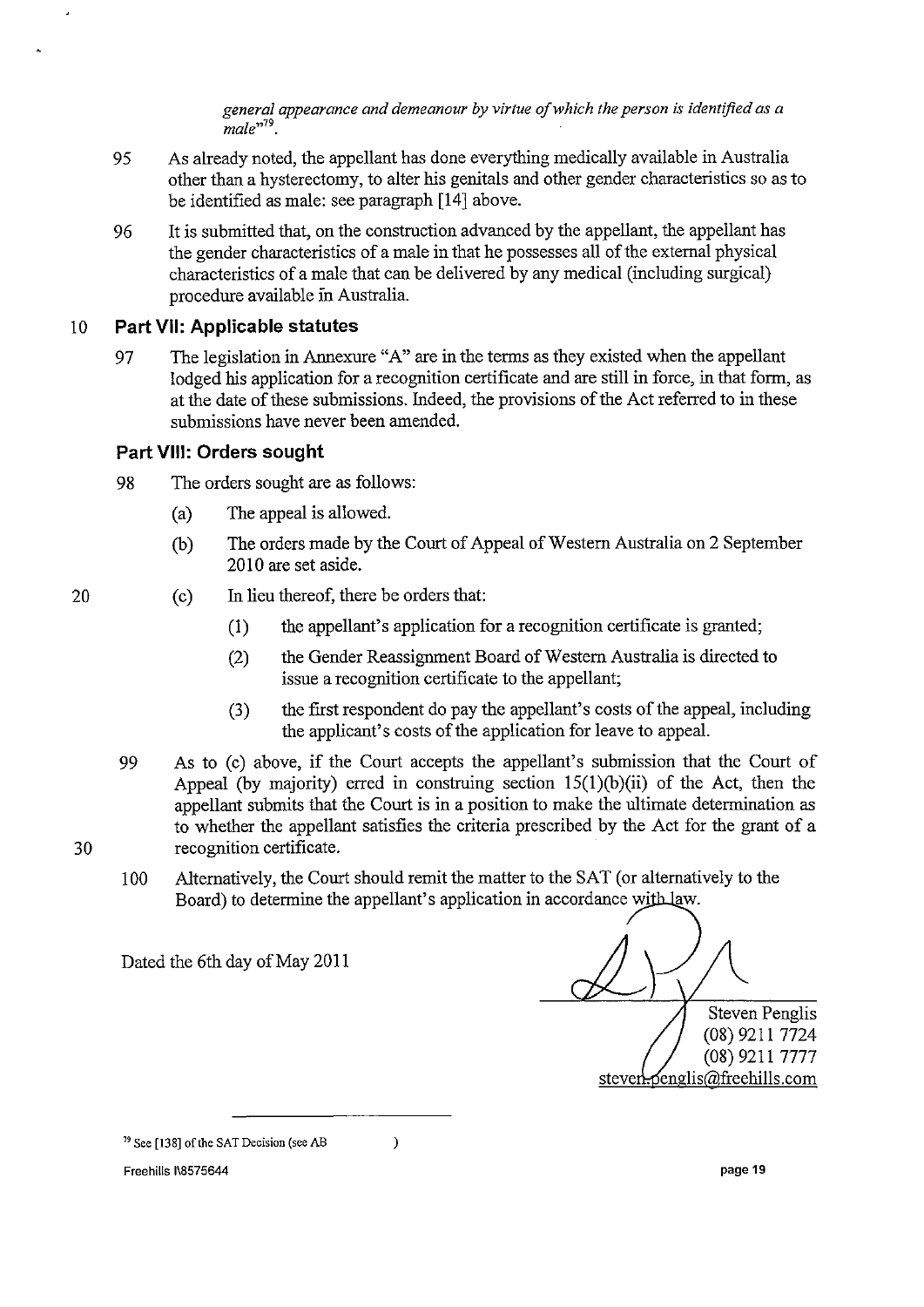*general appearance and demeanour by virtue of which the person is identified as a male*"[79].

95 As already noted, the appellant has done everything medically available in Australia other than a hysterectomy, to alter his genitals and other gender characteristics so as to be identified as male: see paragraph [14] above.

96 It is submitted that, on the construction advanced by the appellant, the appellant has the gender characteristics of a male in that he possesses all of the external physical characteristics of a male that can be delivered by any medical (including surgical) procedure available in Australia.

## Part VII: Applicable statutes

97 The legislation in Annexure "A" are in the terms as they existed when the appellant lodged his application for a recognition certificate and are still in force, in that form, as at the date of these submissions. Indeed, the provisions of the Act referred to in these submissions have never been amended.

## Part VIII: Orders sought

98 The orders sought are as follows:

(a) The appeal is allowed.

(b) The orders made by the Court of Appeal of Western Australia on 2 September 2010 are set aside.

(c) In lieu thereof, there be orders that:

(1) the appellant's application for a recognition certificate is granted;

(2) the Gender Reassignment Board of Western Australia is directed to issue a recognition certificate to the appellant;

(3) the first respondent do pay the appellant's costs of the appeal, including the applicant's costs of the application for leave to appeal.

99 As to (c) above, if the Court accepts the appellant's submission that the Court of Appeal (by majority) erred in construing section 15(1)(b)(ii) of the Act, then the appellant submits that the Court is in a position to make the ultimate determination as to whether the appellant satisfies the criteria prescribed by the Act for the grant of a recognition certificate.

100 Alternatively, the Court should remit the matter to the SAT (or alternatively to the Board) to determine the appellant's application in accordance with law.

Dated the 6th day of May 2011

Steven Penglis
(08) 9211 7724
(08) 9211 7777
steven.penglis@freehills.com

---

[79] See [138] of the SAT Decision (see AB )

Freehills I\8575644